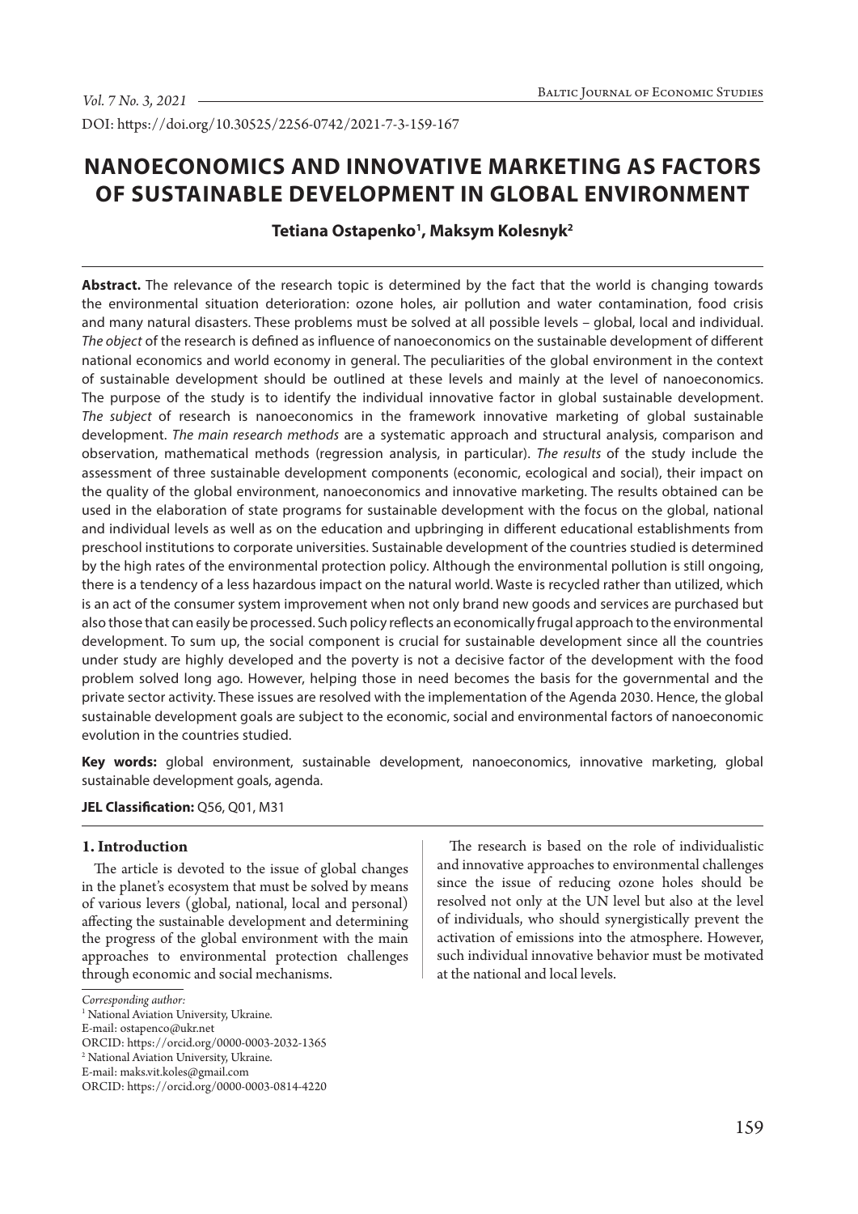DOI: https://doi.org/10.30525/2256-0742/2021-7-3-159-167

# NANOECONOMICS AND INNOVATIVE MARKETING AS FACTORS OF SUSTAINABLE DEVELOPMENT IN GLOBAL ENVIRONMENT

**Tetiana Ostapenko[1], Maksym Kolesnyk[2]**

**Abstract.** The relevance of the research topic is determined by the fact that the world is changing towards the environmental situation deterioration: ozone holes, air pollution and water contamination, food crisis and many natural disasters. These problems must be solved at all possible levels – global, local and individual. *The object* of the research is defined as influence of nanoeconomics on the sustainable development of different national economics and world economy in general. The peculiarities of the global environment in the context of sustainable development should be outlined at these levels and mainly at the level of nanoeconomics. The purpose of the study is to identify the individual innovative factor in global sustainable development. *The subject* of research is nanoeconomics in the framework innovative marketing of global sustainable development. *The main research methods* are a systematic approach and structural analysis, comparison and observation, mathematical methods (regression analysis, in particular). *The results* of the study include the assessment of three sustainable development components (economic, ecological and social), their impact on the quality of the global environment, nanoeconomics and innovative marketing. The results obtained can be used in the elaboration of state programs for sustainable development with the focus on the global, national and individual levels as well as on the education and upbringing in different educational establishments from preschool institutions to corporate universities. Sustainable development of the countries studied is determined by the high rates of the environmental protection policy. Although the environmental pollution is still ongoing, there is a tendency of a less hazardous impact on the natural world. Waste is recycled rather than utilized, which is an act of the consumer system improvement when not only brand new goods and services are purchased but also those that can easily be processed. Such policy reflects an economically frugal approach to the environmental development. To sum up, the social component is crucial for sustainable development since all the countries under study are highly developed and the poverty is not a decisive factor of the development with the food problem solved long ago. However, helping those in need becomes the basis for the governmental and the private sector activity. These issues are resolved with the implementation of the Agenda 2030. Hence, the global sustainable development goals are subject to the economic, social and environmental factors of nanoeconomic evolution in the countries studied.

**Key words:** global environment, sustainable development, nanoeconomics, innovative marketing, global sustainable development goals, agenda.

**JEL Classification:** Q56, Q01, M31

## 1. Introduction

The article is devoted to the issue of global changes in the planet's ecosystem that must be solved by means of various levers (global, national, local and personal) affecting the sustainable development and determining the progress of the global environment with the main approaches to environmental protection challenges through economic and social mechanisms.

The research is based on the role of individualistic and innovative approaches to environmental challenges since the issue of reducing ozone holes should be resolved not only at the UN level but also at the level of individuals, who should synergistically prevent the activation of emissions into the atmosphere. However, such individual innovative behavior must be motivated at the national and local levels.

*Corresponding author:*
[1] National Aviation University, Ukraine.
E-mail: ostapenco@ukr.net
ORCID: https://orcid.org/0000-0003-2032-1365
[2] National Aviation University, Ukraine.
E-mail: maks.vit.koles@gmail.com
ORCID: https://orcid.org/0000-0003-0814-4220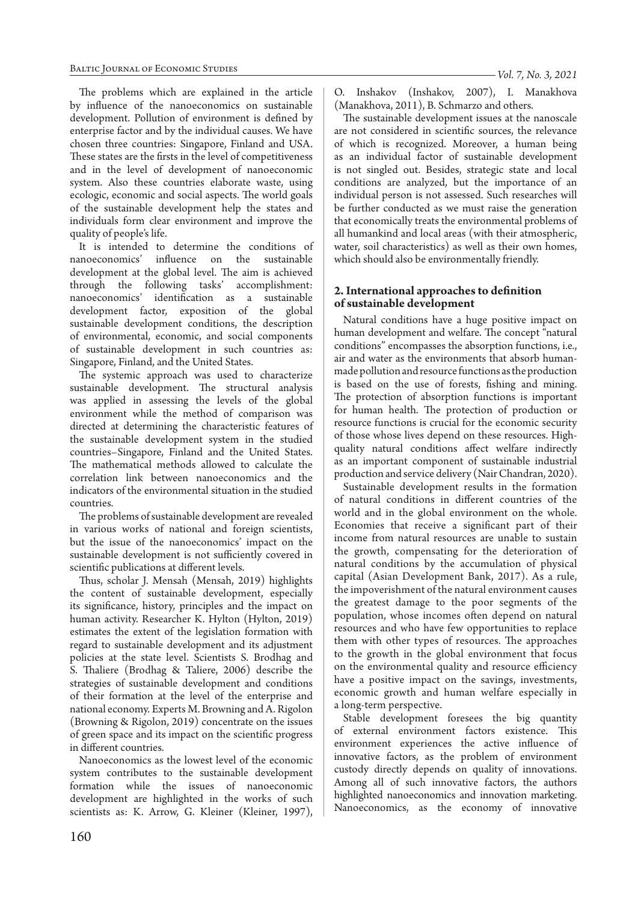The problems which are explained in the article by influence of the nanoeconomics on sustainable development. Pollution of environment is defined by enterprise factor and by the individual causes. We have chosen three countries: Singapore, Finland and USA. These states are the firsts in the level of competitiveness and in the level of development of nanoeconomic system. Also these countries elaborate waste, using ecologic, economic and social aspects. The world goals of the sustainable development help the states and individuals form clear environment and improve the quality of people's life.

It is intended to determine the conditions of nanoeconomics' influence on the sustainable development at the global level. The aim is achieved through the following tasks' accomplishment: nanoeconomics' identification as a sustainable development factor, exposition of the global sustainable development conditions, the description of environmental, economic, and social components of sustainable development in such countries as: Singapore, Finland, and the United States.

The systemic approach was used to characterize sustainable development. The structural analysis was applied in assessing the levels of the global environment while the method of comparison was directed at determining the characteristic features of the sustainable development system in the studied countries – Singapore, Finland and the United States. The mathematical methods allowed to calculate the correlation link between nanoeconomics and the indicators of the environmental situation in the studied countries.

The problems of sustainable development are revealed in various works of national and foreign scientists, but the issue of the nanoeconomics' impact on the sustainable development is not sufficiently covered in scientific publications at different levels.

Thus, scholar J. Mensah (Mensah, 2019) highlights the content of sustainable development, especially its significance, history, principles and the impact on human activity. Researcher K. Hylton (Hylton, 2019) estimates the extent of the legislation formation with regard to sustainable development and its adjustment policies at the state level. Scientists S. Brodhag and S. Thaliere (Brodhag & Taliere, 2006) describe the strategies of sustainable development and conditions of their formation at the level of the enterprise and national economy. Experts M. Browning and A. Rigolon (Browning & Rigolon, 2019) concentrate on the issues of green space and its impact on the scientific progress in different countries.

Nanoeconomics as the lowest level of the economic system contributes to the sustainable development formation while the issues of nanoeconomic development are highlighted in the works of such scientists as: K. Arrow, G. Kleiner (Kleiner, 1997), O. Inshakov (Inshakov, 2007), I. Manakhova (Manakhova, 2011), B. Schmarzo and others.

The sustainable development issues at the nanoscale are not considered in scientific sources, the relevance of which is recognized. Moreover, a human being as an individual factor of sustainable development is not singled out. Besides, strategic state and local conditions are analyzed, but the importance of an individual person is not assessed. Such researches will be further conducted as we must raise the generation that economically treats the environmental problems of all humankind and local areas (with their atmospheric, water, soil characteristics) as well as their own homes, which should also be environmentally friendly.

## 2. International approaches to definition of sustainable development

Natural conditions have a huge positive impact on human development and welfare. The concept "natural conditions" encompasses the absorption functions, i.e., air and water as the environments that absorb human-made pollution and resource functions as the production is based on the use of forests, fishing and mining. The protection of absorption functions is important for human health. The protection of production or resource functions is crucial for the economic security of those whose lives depend on these resources. High-quality natural conditions affect welfare indirectly as an important component of sustainable industrial production and service delivery (Nair Chandran, 2020).

Sustainable development results in the formation of natural conditions in different countries of the world and in the global environment on the whole. Economies that receive a significant part of their income from natural resources are unable to sustain the growth, compensating for the deterioration of natural conditions by the accumulation of physical capital (Asian Development Bank, 2017). As a rule, the impoverishment of the natural environment causes the greatest damage to the poor segments of the population, whose incomes often depend on natural resources and who have few opportunities to replace them with other types of resources. The approaches to the growth in the global environment that focus on the environmental quality and resource efficiency have a positive impact on the savings, investments, economic growth and human welfare especially in a long-term perspective.

Stable development foresees the big quantity of external environment factors existence. This environment experiences the active influence of innovative factors, as the problem of environment custody directly depends on quality of innovations. Among all of such innovative factors, the authors highlighted nanoeconomics and innovation marketing. Nanoeconomics, as the economy of innovative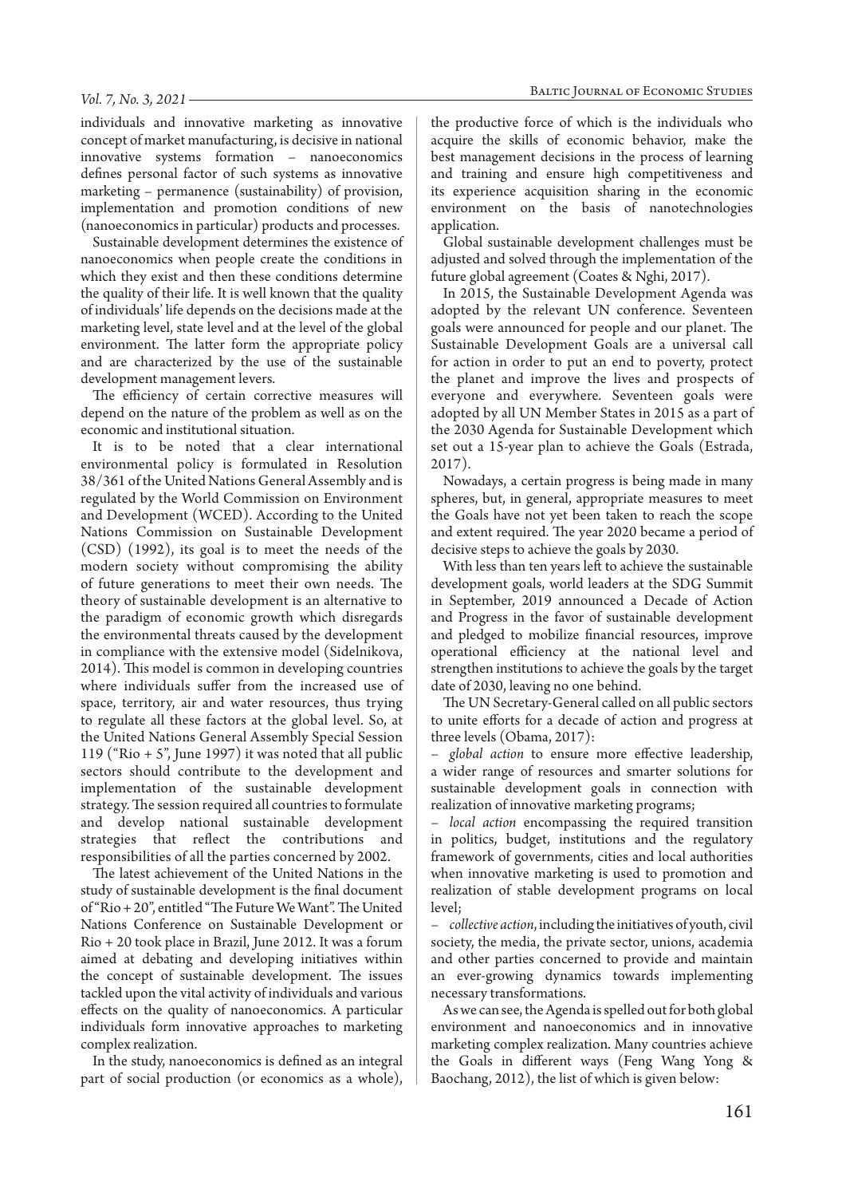individuals and innovative marketing as innovative concept of market manufacturing, is decisive in national innovative systems formation – nanoeconomics defines personal factor of such systems as innovative marketing – permanence (sustainability) of provision, implementation and promotion conditions of new (nanoeconomics in particular) products and processes.

Sustainable development determines the existence of nanoeconomics when people create the conditions in which they exist and then these conditions determine the quality of their life. It is well known that the quality of individuals' life depends on the decisions made at the marketing level, state level and at the level of the global environment. The latter form the appropriate policy and are characterized by the use of the sustainable development management levers.

The efficiency of certain corrective measures will depend on the nature of the problem as well as on the economic and institutional situation.

It is to be noted that a clear international environmental policy is formulated in Resolution 38/361 of the United Nations General Assembly and is regulated by the World Commission on Environment and Development (WCED). According to the United Nations Commission on Sustainable Development (CSD) (1992), its goal is to meet the needs of the modern society without compromising the ability of future generations to meet their own needs. The theory of sustainable development is an alternative to the paradigm of economic growth which disregards the environmental threats caused by the development in compliance with the extensive model (Sidelnikova, 2014). This model is common in developing countries where individuals suffer from the increased use of space, territory, air and water resources, thus trying to regulate all these factors at the global level. So, at the United Nations General Assembly Special Session 119 ("Rio + 5", June 1997) it was noted that all public sectors should contribute to the development and implementation of the sustainable development strategy. The session required all countries to formulate and develop national sustainable development strategies that reflect the contributions and responsibilities of all the parties concerned by 2002.

The latest achievement of the United Nations in the study of sustainable development is the final document of "Rio + 20", entitled "The Future We Want". The United Nations Conference on Sustainable Development or Rio + 20 took place in Brazil, June 2012. It was a forum aimed at debating and developing initiatives within the concept of sustainable development. The issues tackled upon the vital activity of individuals and various effects on the quality of nanoeconomics. A particular individuals form innovative approaches to marketing complex realization.

In the study, nanoeconomics is defined as an integral part of social production (or economics as a whole), the productive force of which is the individuals who acquire the skills of economic behavior, make the best management decisions in the process of learning and training and ensure high competitiveness and its experience acquisition sharing in the economic environment on the basis of nanotechnologies application.

Global sustainable development challenges must be adjusted and solved through the implementation of the future global agreement (Coates & Nghi, 2017).

In 2015, the Sustainable Development Agenda was adopted by the relevant UN conference. Seventeen goals were announced for people and our planet. The Sustainable Development Goals are a universal call for action in order to put an end to poverty, protect the planet and improve the lives and prospects of everyone and everywhere. Seventeen goals were adopted by all UN Member States in 2015 as a part of the 2030 Agenda for Sustainable Development which set out a 15-year plan to achieve the Goals (Estrada, 2017).

Nowadays, a certain progress is being made in many spheres, but, in general, appropriate measures to meet the Goals have not yet been taken to reach the scope and extent required. The year 2020 became a period of decisive steps to achieve the goals by 2030.

With less than ten years left to achieve the sustainable development goals, world leaders at the SDG Summit in September, 2019 announced a Decade of Action and Progress in the favor of sustainable development and pledged to mobilize financial resources, improve operational efficiency at the national level and strengthen institutions to achieve the goals by the target date of 2030, leaving no one behind.

The UN Secretary-General called on all public sectors to unite efforts for a decade of action and progress at three levels (Obama, 2017):

– *global action* to ensure more effective leadership, a wider range of resources and smarter solutions for sustainable development goals in connection with realization of innovative marketing programs;

– *local action* encompassing the required transition in politics, budget, institutions and the regulatory framework of governments, cities and local authorities when innovative marketing is used to promotion and realization of stable development programs on local level;

– *collective action*, including the initiatives of youth, civil society, the media, the private sector, unions, academia and other parties concerned to provide and maintain an ever-growing dynamics towards implementing necessary transformations.

As we can see, the Agenda is spelled out for both global environment and nanoeconomics and in innovative marketing complex realization. Many countries achieve the Goals in different ways (Feng Wang Yong & Baochang, 2012), the list of which is given below: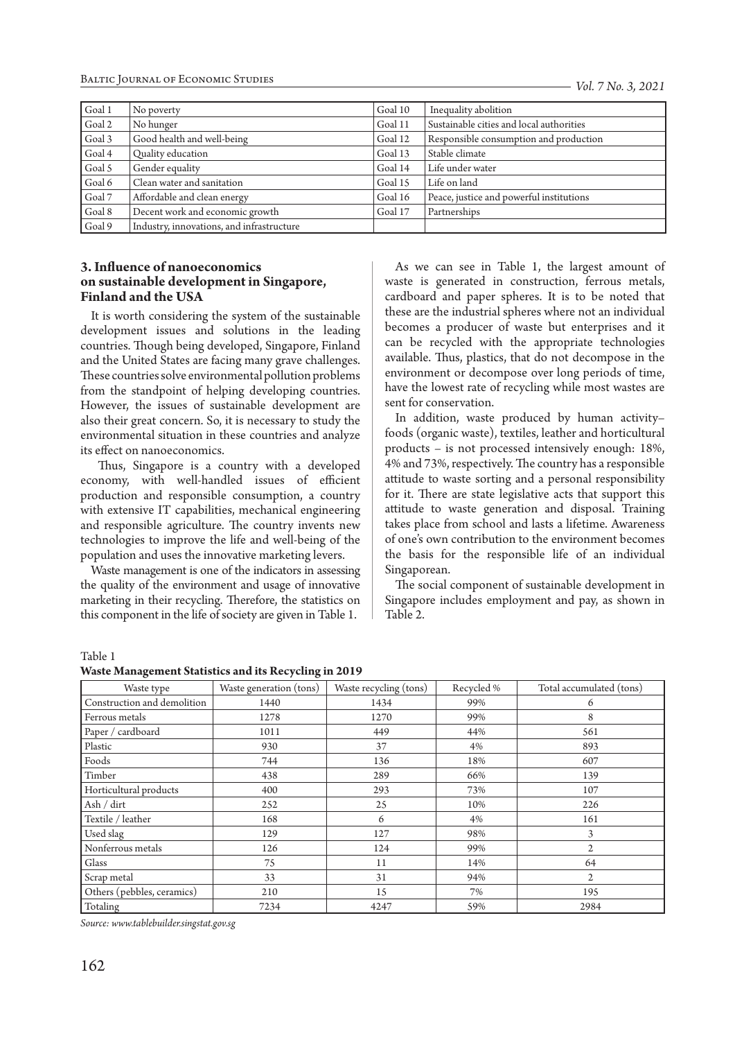| Goal 1 | No poverty | Goal 10 | Inequality abolition |
|---|---|---|---|
| Goal 2 | No hunger | Goal 11 | Sustainable cities and local authorities |
| Goal 3 | Good health and well-being | Goal 12 | Responsible consumption and production |
| Goal 4 | Quality education | Goal 13 | Stable climate |
| Goal 5 | Gender equality | Goal 14 | Life under water |
| Goal 6 | Clean water and sanitation | Goal 15 | Life on land |
| Goal 7 | Affordable and clean energy | Goal 16 | Peace, justice and powerful institutions |
| Goal 8 | Decent work and economic growth | Goal 17 | Partnerships |
| Goal 9 | Industry, innovations, and infrastructure | | |

## 3. Influence of nanoeconomics on sustainable development in Singapore, Finland and the USA

It is worth considering the system of the sustainable development issues and solutions in the leading countries. Though being developed, Singapore, Finland and the United States are facing many grave challenges. These countries solve environmental pollution problems from the standpoint of helping developing countries. However, the issues of sustainable development are also their great concern. So, it is necessary to study the environmental situation in these countries and analyze its effect on nanoeconomics.

Thus, Singapore is a country with a developed economy, with well-handled issues of efficient production and responsible consumption, a country with extensive IT capabilities, mechanical engineering and responsible agriculture. The country invents new technologies to improve the life and well-being of the population and uses the innovative marketing levers.

Waste management is one of the indicators in assessing the quality of the environment and usage of innovative marketing in their recycling. Therefore, the statistics on this component in the life of society are given in Table 1.

As we can see in Table 1, the largest amount of waste is generated in construction, ferrous metals, cardboard and paper spheres. It is to be noted that these are the industrial spheres where not an individual becomes a producer of waste but enterprises and it can be recycled with the appropriate technologies available. Thus, plastics, that do not decompose in the environment or decompose over long periods of time, have the lowest rate of recycling while most wastes are sent for conservation.

In addition, waste produced by human activity– foods (organic waste), textiles, leather and horticultural products – is not processed intensively enough: 18%, 4% and 73%, respectively. The country has a responsible attitude to waste sorting and a personal responsibility for it. There are state legislative acts that support this attitude to waste generation and disposal. Training takes place from school and lasts a lifetime. Awareness of one's own contribution to the environment becomes the basis for the responsible life of an individual Singaporean.

The social component of sustainable development in Singapore includes employment and pay, as shown in Table 2.

Table 1
**Waste Management Statistics and its Recycling in 2019**

| Waste type | Waste generation (tons) | Waste recycling (tons) | Recycled % | Total accumulated (tons) |
|---|---|---|---|---|
| Construction and demolition | 1440 | 1434 | 99% | 6 |
| Ferrous metals | 1278 | 1270 | 99% | 8 |
| Paper / cardboard | 1011 | 449 | 44% | 561 |
| Plastic | 930 | 37 | 4% | 893 |
| Foods | 744 | 136 | 18% | 607 |
| Timber | 438 | 289 | 66% | 139 |
| Horticultural products | 400 | 293 | 73% | 107 |
| Ash / dirt | 252 | 25 | 10% | 226 |
| Textile / leather | 168 | 6 | 4% | 161 |
| Used slag | 129 | 127 | 98% | 3 |
| Nonferrous metals | 126 | 124 | 99% | 2 |
| Glass | 75 | 11 | 14% | 64 |
| Scrap metal | 33 | 31 | 94% | 2 |
| Others (pebbles, ceramics) | 210 | 15 | 7% | 195 |
| Totaling | 7234 | 4247 | 59% | 2984 |

*Source: www.tablebuilder.singstat.gov.sg*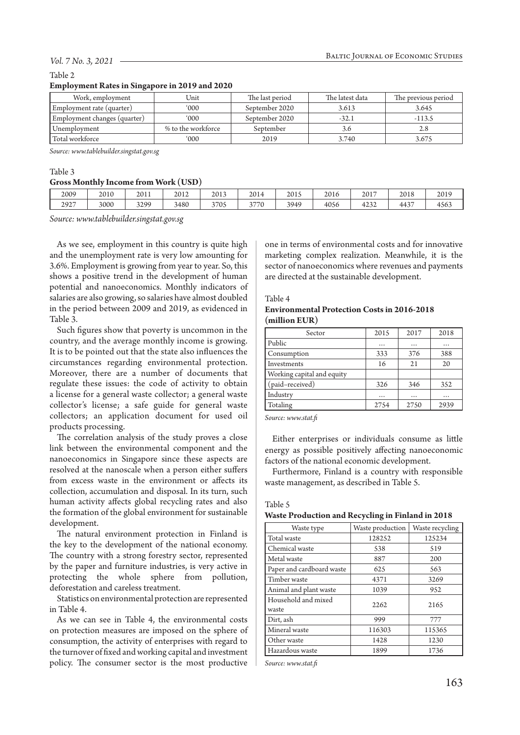Table 2

**Employment Rates in Singapore in 2019 and 2020**

| Work, employment | Unit | The last period | The latest data | The previous period |
|---|---|---|---|---|
| Employment rate (quarter) | '000 | September 2020 | 3.613 | 3.645 |
| Employment changes (quarter) | '000 | September 2020 | -32.1 | -113.5 |
| Unemployment | % to the workforce | September | 3.6 | 2.8 |
| Total workforce | '000 | 2019 | 3.740 | 3.675 |

*Source: www.tablebuilder.singstat.gov.sg*

Table 3

**Gross Monthly Income from Work (USD)**

| 2009 | 2010 | 2011 | 2012 | 2013 | 2014 | 2015 | 2016 | 2017 | 2018 | 2019 |
|---|---|---|---|---|---|---|---|---|---|---|
| 2927 | 3000 | 3299 | 3480 | 3705 | 3770 | 3949 | 4056 | 4232 | 4437 | 4563 |

*Source: www.tablebuilder.singstat.gov.sg*

As we see, employment in this country is quite high and the unemployment rate is very low amounting for 3.6%. Employment is growing from year to year. So, this shows a positive trend in the development of human potential and nanoeconomics. Monthly indicators of salaries are also growing, so salaries have almost doubled in the period between 2009 and 2019, as evidenced in Table 3.

Such figures show that poverty is uncommon in the country, and the average monthly income is growing. It is to be pointed out that the state also influences the circumstances regarding environmental protection. Moreover, there are a number of documents that regulate these issues: the code of activity to obtain a license for a general waste collector; a general waste collector's license; a safe guide for general waste collectors; an application document for used oil products processing.

The correlation analysis of the study proves a close link between the environmental component and the nanoeconomics in Singapore since these aspects are resolved at the nanoscale when a person either suffers from excess waste in the environment or affects its collection, accumulation and disposal. In its turn, such human activity affects global recycling rates and also the formation of the global environment for sustainable development.

The natural environment protection in Finland is the key to the development of the national economy. The country with a strong forestry sector, represented by the paper and furniture industries, is very active in protecting the whole sphere from pollution, deforestation and careless treatment.

Statistics on environmental protection are represented in Table 4.

As we can see in Table 4, the environmental costs on protection measures are imposed on the sphere of consumption, the activity of enterprises with regard to the turnover of fixed and working capital and investment policy. The consumer sector is the most productive one in terms of environmental costs and for innovative marketing complex realization. Meanwhile, it is the sector of nanoeconomics where revenues and payments are directed at the sustainable development.

Table 4

**Environmental Protection Costs in 2016-2018 (million EUR)**

| Sector | 2015 | 2017 | 2018 |
|---|---|---|---|
| Public | … | … | … |
| Consumption | 333 | 376 | 388 |
| Investments | 16 | 21 | 20 |
| Working capital and equity (paid–received) | 326 | 346 | 352 |
| Industry | … | … | … |
| Totaling | 2754 | 2750 | 2939 |

*Source: www.stat.fi*

Either enterprises or individuals consume as little energy as possible positively affecting nanoeconomic factors of the national economic development.

Furthermore, Finland is a country with responsible waste management, as described in Table 5.

Table 5

**Waste Production and Recycling in Finland in 2018**

| Waste type | Waste production | Waste recycling |
|---|---|---|
| Total waste | 128252 | 125234 |
| Chemical waste | 538 | 519 |
| Metal waste | 887 | 200 |
| Paper and cardboard waste | 625 | 563 |
| Timber waste | 4371 | 3269 |
| Animal and plant waste | 1039 | 952 |
| Household and mixed waste | 2262 | 2165 |
| Dirt, ash | 999 | 777 |
| Mineral waste | 116303 | 115365 |
| Other waste | 1428 | 1230 |
| Hazardous waste | 1899 | 1736 |

*Source: www.stat.fi*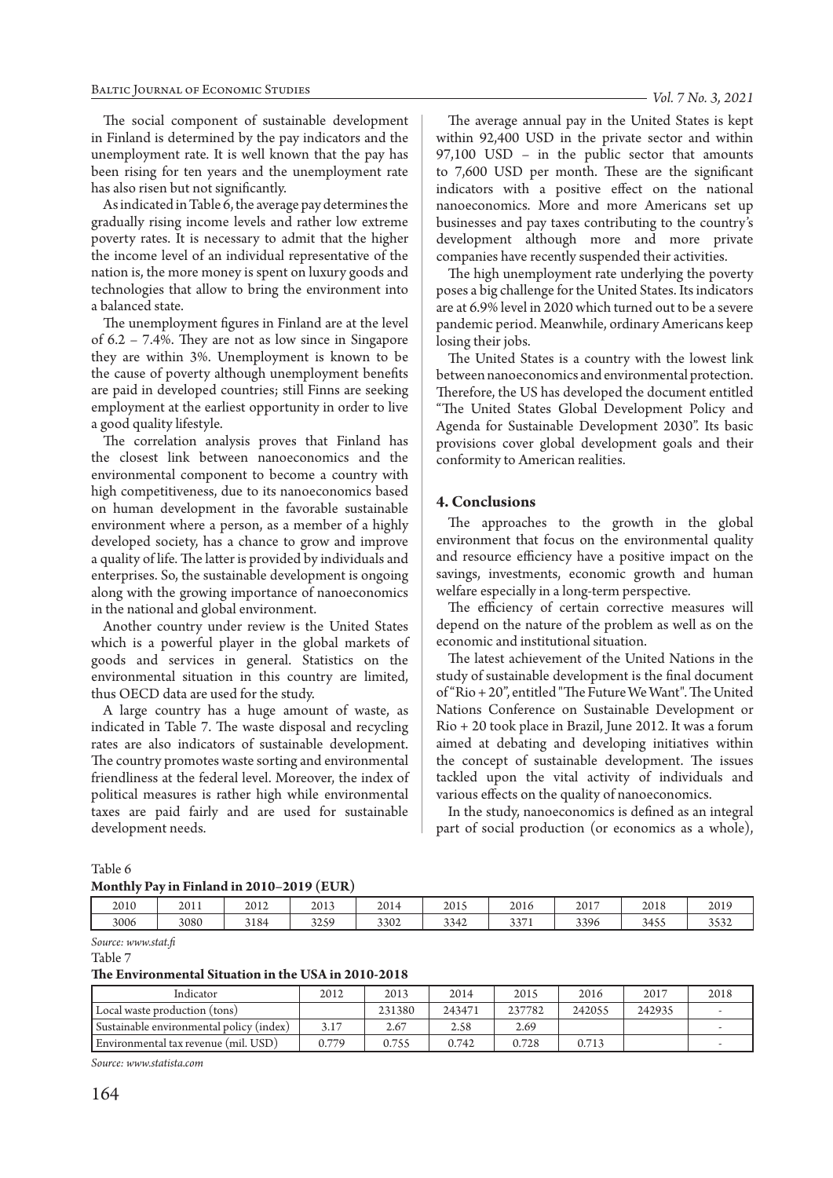The social component of sustainable development in Finland is determined by the pay indicators and the unemployment rate. It is well known that the pay has been rising for ten years and the unemployment rate has also risen but not significantly.

As indicated in Table 6, the average pay determines the gradually rising income levels and rather low extreme poverty rates. It is necessary to admit that the higher the income level of an individual representative of the nation is, the more money is spent on luxury goods and technologies that allow to bring the environment into a balanced state.

The unemployment figures in Finland are at the level of 6.2 – 7.4%. They are not as low since in Singapore they are within 3%. Unemployment is known to be the cause of poverty although unemployment benefits are paid in developed countries; still Finns are seeking employment at the earliest opportunity in order to live a good quality lifestyle.

The correlation analysis proves that Finland has the closest link between nanoeconomics and the environmental component to become a country with high competitiveness, due to its nanoeconomics based on human development in the favorable sustainable environment where a person, as a member of a highly developed society, has a chance to grow and improve a quality of life. The latter is provided by individuals and enterprises. So, the sustainable development is ongoing along with the growing importance of nanoeconomics in the national and global environment.

Another country under review is the United States which is a powerful player in the global markets of goods and services in general. Statistics on the environmental situation in this country are limited, thus OECD data are used for the study.

A large country has a huge amount of waste, as indicated in Table 7. The waste disposal and recycling rates are also indicators of sustainable development. The country promotes waste sorting and environmental friendliness at the federal level. Moreover, the index of political measures is rather high while environmental taxes are paid fairly and are used for sustainable development needs.

The average annual pay in the United States is kept within 92,400 USD in the private sector and within 97,100 USD – in the public sector that amounts to 7,600 USD per month. These are the significant indicators with a positive effect on the national nanoeconomics. More and more Americans set up businesses and pay taxes contributing to the country's development although more and more private companies have recently suspended their activities.

The high unemployment rate underlying the poverty poses a big challenge for the United States. Its indicators are at 6.9% level in 2020 which turned out to be a severe pandemic period. Meanwhile, ordinary Americans keep losing their jobs.

The United States is a country with the lowest link between nanoeconomics and environmental protection. Therefore, the US has developed the document entitled "The United States Global Development Policy and Agenda for Sustainable Development 2030". Its basic provisions cover global development goals and their conformity to American realities.

## 4. Conclusions

The approaches to the growth in the global environment that focus on the environmental quality and resource efficiency have a positive impact on the savings, investments, economic growth and human welfare especially in a long-term perspective.

The efficiency of certain corrective measures will depend on the nature of the problem as well as on the economic and institutional situation.

The latest achievement of the United Nations in the study of sustainable development is the final document of "Rio + 20", entitled "The Future We Want". The United Nations Conference on Sustainable Development or Rio + 20 took place in Brazil, June 2012. It was a forum aimed at debating and developing initiatives within the concept of sustainable development. The issues tackled upon the vital activity of individuals and various effects on the quality of nanoeconomics.

In the study, nanoeconomics is defined as an integral part of social production (or economics as a whole),

Table 6

**Monthly Pay in Finland in 2010–2019 (EUR)**

| 2010 | 2011 | 2012 | 2013 | 2014 | 2015 | 2016 | 2017 | 2018 | 2019 |
|---|---|---|---|---|---|---|---|---|---|
| 3006 | 3080 | 3184 | 3259 | 3302 | 3342 | 3371 | 3396 | 3455 | 3532 |

*Source: www.stat.fi*

Table 7

**The Environmental Situation in the USA in 2010-2018**

| Indicator | 2012 | 2013 | 2014 | 2015 | 2016 | 2017 | 2018 |
|---|---|---|---|---|---|---|---|
| Local waste production (tons) | | 231380 | 243471 | 237782 | 242055 | 242935 | - |
| Sustainable environmental policy (index) | 3.17 | 2.67 | 2.58 | 2.69 | | | - |
| Environmental tax revenue (mil. USD) | 0.779 | 0.755 | 0.742 | 0.728 | 0.713 | | - |

*Source: www.statista.com*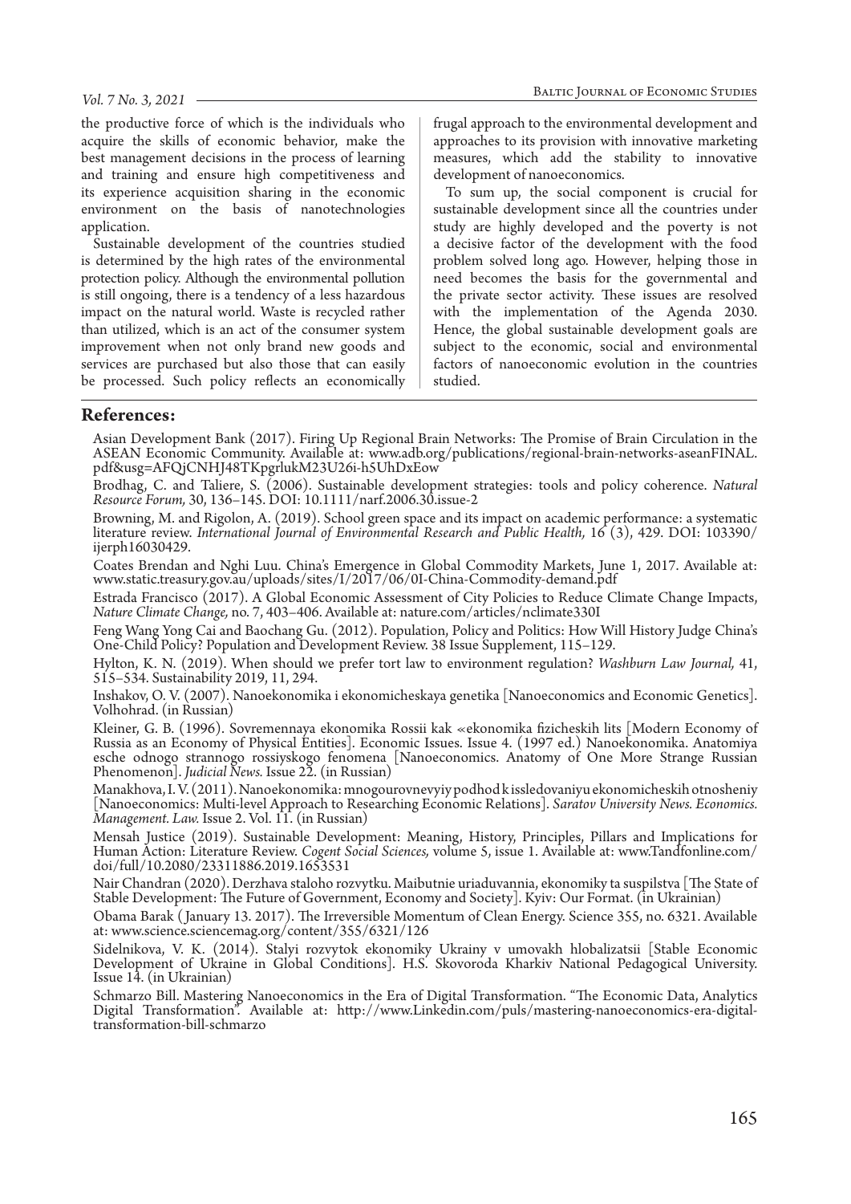the productive force of which is the individuals who acquire the skills of economic behavior, make the best management decisions in the process of learning and training and ensure high competitiveness and its experience acquisition sharing in the economic environment on the basis of nanotechnologies application.

Sustainable development of the countries studied is determined by the high rates of the environmental protection policy. Although the environmental pollution is still ongoing, there is a tendency of a less hazardous impact on the natural world. Waste is recycled rather than utilized, which is an act of the consumer system improvement when not only brand new goods and services are purchased but also those that can easily be processed. Such policy reflects an economically frugal approach to the environmental development and approaches to its provision with innovative marketing measures, which add the stability to innovative development of nanoeconomics.

To sum up, the social component is crucial for sustainable development since all the countries under study are highly developed and the poverty is not a decisive factor of the development with the food problem solved long ago. However, helping those in need becomes the basis for the governmental and the private sector activity. These issues are resolved with the implementation of the Agenda 2030. Hence, the global sustainable development goals are subject to the economic, social and environmental factors of nanoeconomic evolution in the countries studied.

## References:

Asian Development Bank (2017). Firing Up Regional Brain Networks: The Promise of Brain Circulation in the ASEAN Economic Community. Available at: www.adb.org/publications/regional-brain-networks-aseanFINAL.pdf&usg=AFQjCNHJ48TKpgrlukM23U26i-h5UhDxEow

Brodhag, C. and Taliere, S. (2006). Sustainable development strategies: tools and policy coherence. *Natural Resource Forum,* 30, 136–145. DOI: 10.1111/narf.2006.30.issue-2

Browning, M. and Rigolon, A. (2019). School green space and its impact on academic performance: a systematic literature review. *International Journal of Environmental Research and Public Health,* 16 (3), 429. DOI: 103390/ijerph16030429.

Coates Brendan and Nghi Luu. China's Emergence in Global Commodity Markets, June 1, 2017. Available at: www.static.treasury.gov.au/uploads/sites/I/2017/06/0I-China-Commodity-demand.pdf

Estrada Francisco (2017). A Global Economic Assessment of City Policies to Reduce Climate Change Impacts, *Nature Climate Change,* no. 7, 403–406. Available at: nature.com/articles/nclimate330I

Feng Wang Yong Cai and Baochang Gu. (2012). Population, Policy and Politics: How Will History Judge China's One-Child Policy? Population and Development Review. 38 Issue Supplement, 115–129.

Hylton, K. N. (2019). When should we prefer tort law to environment regulation? *Washburn Law Journal,* 41, 515–534. Sustainability 2019, 11, 294.

Inshakov, O. V. (2007). Nanoekonomika i ekonomicheskaya genetika [Nanoeconomics and Economic Genetics]. Volhohrad. (in Russian)

Kleiner, G. B. (1996). Sovremennaya ekonomika Rossii kak «ekonomika fizicheskih lits [Modern Economy of Russia as an Economy of Physical Entities]. Economic Issues. Issue 4. (1997 ed.) Nanoekonomika. Anatomiya esche odnogo strannogo rossiyskogo fenomena [Nanoeconomics. Anatomy of One More Strange Russian Phenomenon]. *Judicial News.* Issue 22. (in Russian)

Manakhova, I. V. (2011). Nanoekonomika: mnogourovnevyiy podhod k issledovaniyu ekonomicheskih otnosheniy [Nanoeconomics: Multi-level Approach to Researching Economic Relations]. *Saratov University News. Economics. Management. Law.* Issue 2. Vol. 11. (in Russian)

Mensah Justice (2019). Sustainable Development: Meaning, History, Principles, Pillars and Implications for Human Action: Literature Review. *Cogent Social Sciences,* volume 5, issue 1. Available at: www.Tandfonline.com/doi/full/10.2080/23311886.2019.1653531

Nair Chandran (2020). Derzhava staloho rozvytku. Maibutnie uriaduvannia, ekonomiky ta suspilstva [The State of Stable Development: The Future of Government, Economy and Society]. Kyiv: Our Format. (in Ukrainian)

Obama Barak (January 13. 2017). The Irreversible Momentum of Clean Energy. Science 355, no. 6321. Available at: www.science.sciencemag.org/content/355/6321/126

Sidelnikova, V. K. (2014). Stalyi rozvytok ekonomiky Ukrainy v umovakh hlobalizatsii [Stable Economic Development of Ukraine in Global Conditions]. H.S. Skovoroda Kharkiv National Pedagogical University. Issue 14. (in Ukrainian)

Schmarzo Bill. Mastering Nanoeconomics in the Era of Digital Transformation. "The Economic Data, Analytics Digital Transformation". Available at: http://www.Linkedin.com/puls/mastering-nanoeconomics-era-digital-transformation-bill-schmarzo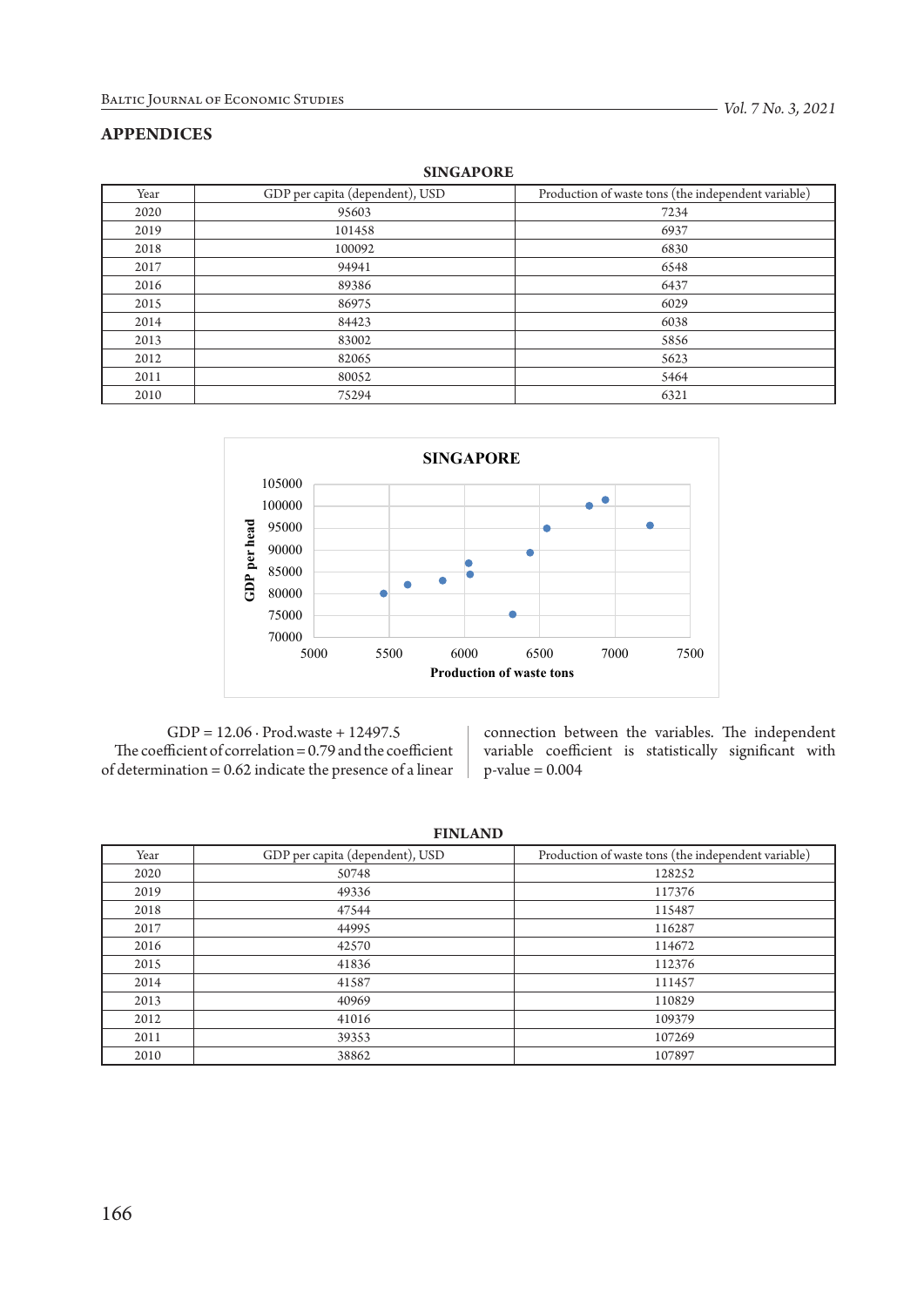## APPENDICES

**SINGAPORE**

| Year | GDP per capita (dependent), USD | Production of waste tons (the independent variable) |
|---|---|---|
| 2020 | 95603 | 7234 |
| 2019 | 101458 | 6937 |
| 2018 | 100092 | 6830 |
| 2017 | 94941 | 6548 |
| 2016 | 89386 | 6437 |
| 2015 | 86975 | 6029 |
| 2014 | 84423 | 6038 |
| 2013 | 83002 | 5856 |
| 2012 | 82065 | 5623 |
| 2011 | 80052 | 5464 |
| 2010 | 75294 | 6321 |

$$GDP = 12.06 \cdot Prod.waste + 12497.5$$

The coefficient of correlation = 0.79 and the coefficient of determination = 0.62 indicate the presence of a linear connection between the variables. The independent variable coefficient is statistically significant with p-value = 0.004

**FINLAND**

| Year | GDP per capita (dependent), USD | Production of waste tons (the independent variable) |
|---|---|---|
| 2020 | 50748 | 128252 |
| 2019 | 49336 | 117376 |
| 2018 | 47544 | 115487 |
| 2017 | 44995 | 116287 |
| 2016 | 42570 | 114672 |
| 2015 | 41836 | 112376 |
| 2014 | 41587 | 111457 |
| 2013 | 40969 | 110829 |
| 2012 | 41016 | 109379 |
| 2011 | 39353 | 107269 |
| 2010 | 38862 | 107897 |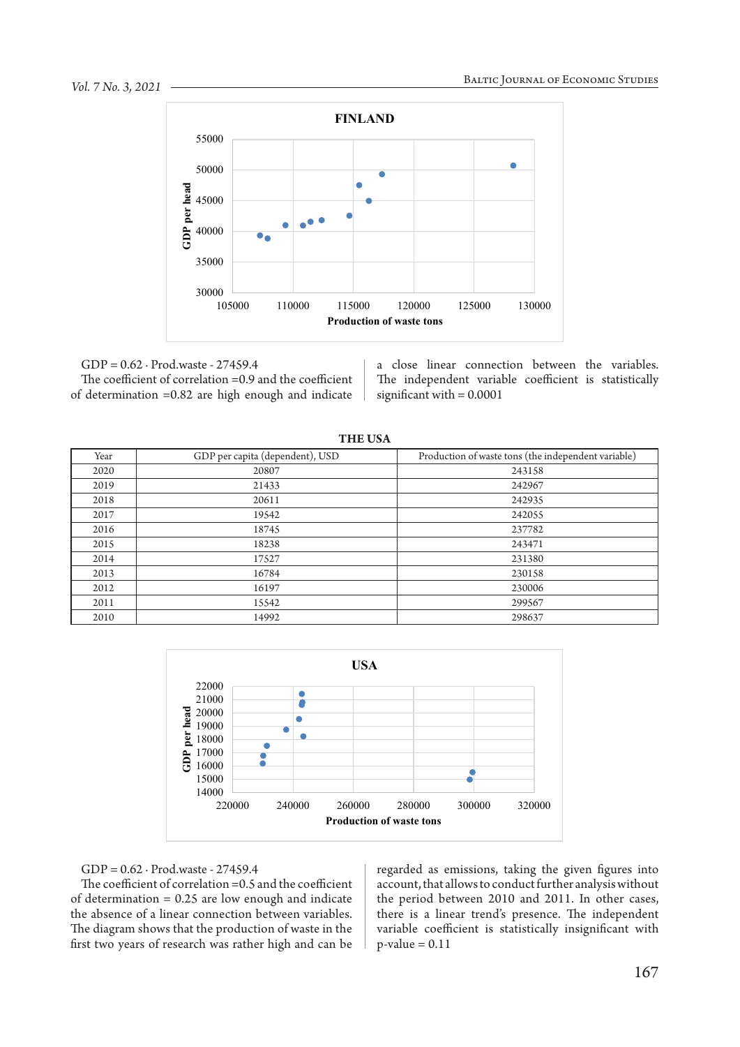FINLAND

55000
50000
45000
40000
35000
30000

GDP per head

105000 110000 115000 120000 125000 130000

Production of waste tons

GDP = 0.62 · Prod.waste - 27459.4

The coefficient of correlation =0.9 and the coefficient of determination =0.82 are high enough and indicate a close linear connection between the variables. The independent variable coefficient is statistically significant with = 0.0001

**THE USA**

| Year | GDP per capita (dependent), USD | Production of waste tons (the independent variable) |
|---|---|---|
| 2020 | 20807 | 243158 |
| 2019 | 21433 | 242967 |
| 2018 | 20611 | 242935 |
| 2017 | 19542 | 242055 |
| 2016 | 18745 | 237782 |
| 2015 | 18238 | 243471 |
| 2014 | 17527 | 231380 |
| 2013 | 16784 | 230158 |
| 2012 | 16197 | 230006 |
| 2011 | 15542 | 299567 |
| 2010 | 14992 | 298637 |

USA

22000
21000
20000
19000
18000
17000
16000
15000
14000

GDP per head

220000 240000 260000 280000 300000 320000

Production of waste tons

GDP = 0.62 · Prod.waste - 27459.4

The coefficient of correlation =0.5 and the coefficient of determination = 0.25 are low enough and indicate the absence of a linear connection between variables. The diagram shows that the production of waste in the first two years of research was rather high and can be regarded as emissions, taking the given figures into account, that allows to conduct further analysis without the period between 2010 and 2011. In other cases, there is a linear trend's presence. The independent variable coefficient is statistically insignificant with p-value = 0.11